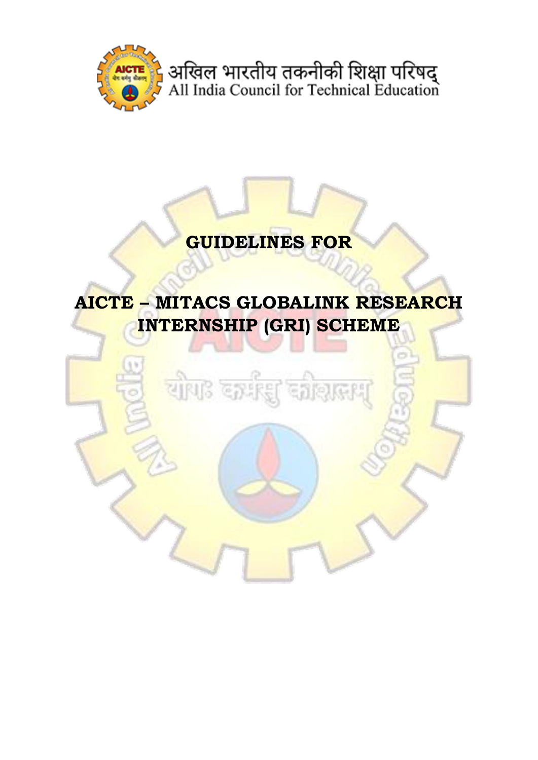अखिल भारतीय तकनीकी शिक्षा परिषद्

All India Council for Technical Education

# GUIDELINES FOR

# AICTE – MITACS GLOBALINK RESEARCH INTERNSHIP (GRI) SCHEME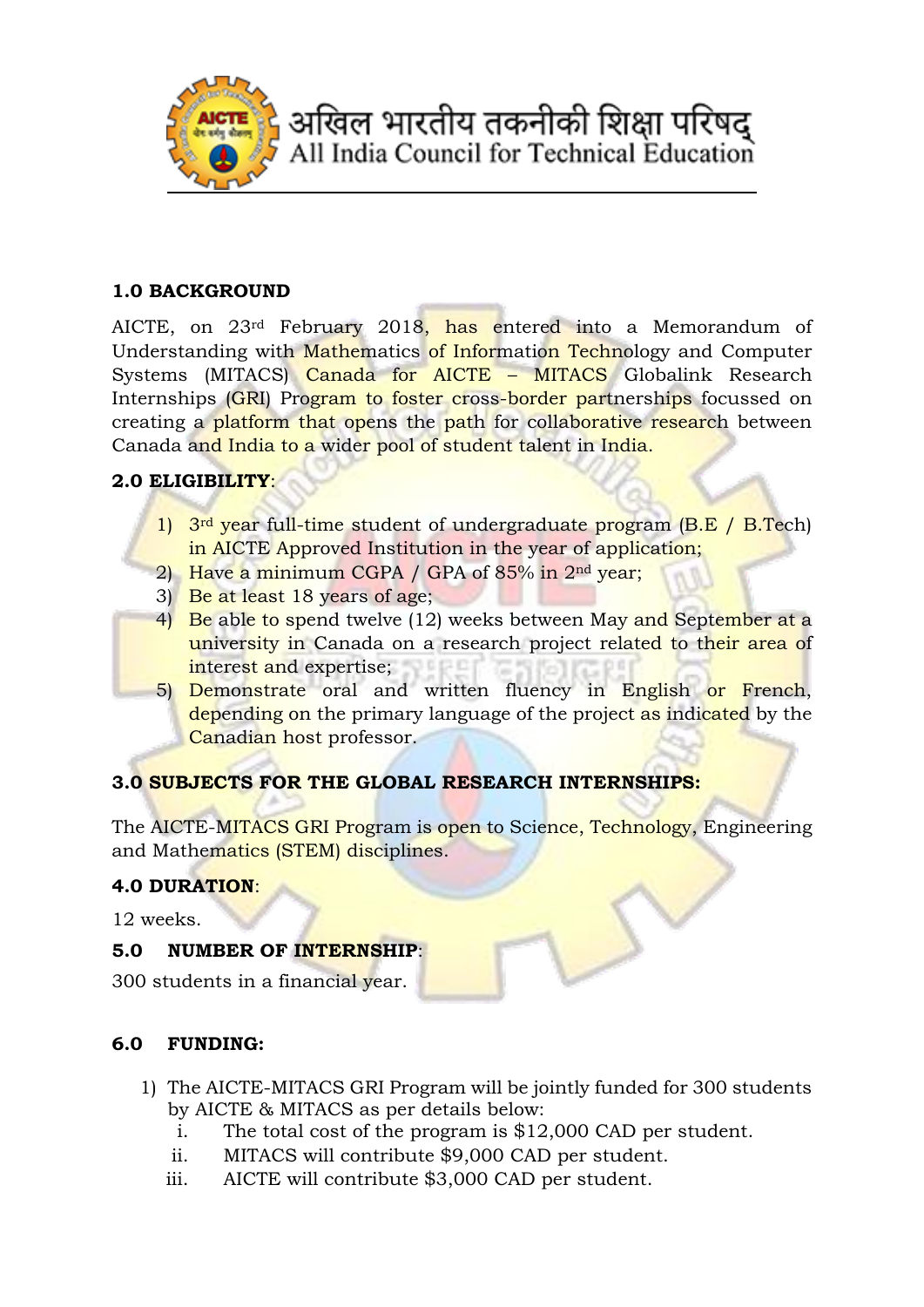अखिल भारतीय तकनीकी शिक्षा परिषद्
All India Council for Technical Education

**1.0 BACKGROUND**

AICTE, on 23rd February 2018, has entered into a Memorandum of Understanding with Mathematics of Information Technology and Computer Systems (MITACS) Canada for AICTE – MITACS Globalink Research Internships (GRI) Program to foster cross-border partnerships focussed on creating a platform that opens the path for collaborative research between Canada and India to a wider pool of student talent in India.

**2.0 ELIGIBILITY**:

1) 3rd year full-time student of undergraduate program (B.E / B.Tech) in AICTE Approved Institution in the year of application;
2) Have a minimum CGPA / GPA of 85% in 2nd year;
3) Be at least 18 years of age;
4) Be able to spend twelve (12) weeks between May and September at a university in Canada on a research project related to their area of interest and expertise;
5) Demonstrate oral and written fluency in English or French, depending on the primary language of the project as indicated by the Canadian host professor.

**3.0 SUBJECTS FOR THE GLOBAL RESEARCH INTERNSHIPS:**

The AICTE-MITACS GRI Program is open to Science, Technology, Engineering and Mathematics (STEM) disciplines.

**4.0 DURATION**:

12 weeks.

**5.0 NUMBER OF INTERNSHIP**:

300 students in a financial year.

**6.0 FUNDING:**

1) The AICTE-MITACS GRI Program will be jointly funded for 300 students by AICTE & MITACS as per details below:
   i. The total cost of the program is $12,000 CAD per student.
   ii. MITACS will contribute $9,000 CAD per student.
   iii. AICTE will contribute $3,000 CAD per student.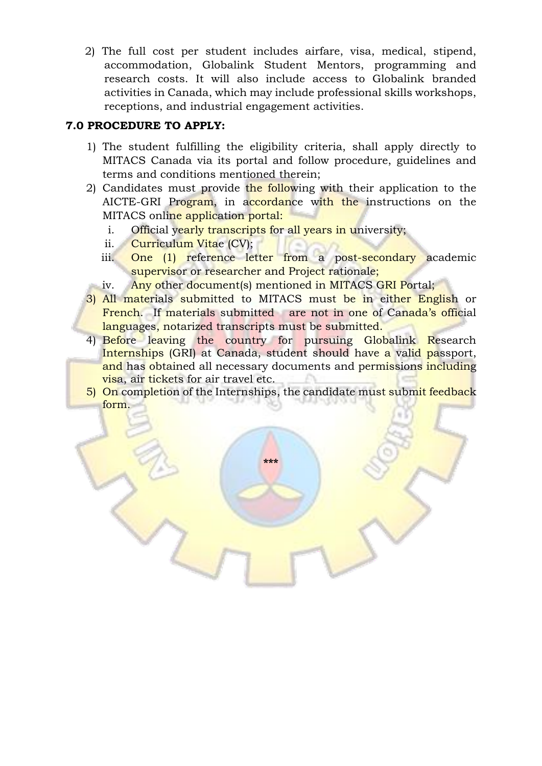2) The full cost per student includes airfare, visa, medical, stipend, accommodation, Globalink Student Mentors, programming and research costs. It will also include access to Globalink branded activities in Canada, which may include professional skills workshops, receptions, and industrial engagement activities.

## 7.0 PROCEDURE TO APPLY:

1) The student fulfilling the eligibility criteria, shall apply directly to MITACS Canada via its portal and follow procedure, guidelines and terms and conditions mentioned therein;
2) Candidates must provide the following with their application to the AICTE-GRI Program, in accordance with the instructions on the MITACS online application portal:
   i. Official yearly transcripts for all years in university;
   ii. Curriculum Vitae (CV);
   iii. One (1) reference letter from a post-secondary academic supervisor or researcher and Project rationale;
   iv. Any other document(s) mentioned in MITACS GRI Portal;
3) All materials submitted to MITACS must be in either English or French. If materials submitted are not in one of Canada's official languages, notarized transcripts must be submitted.
4) Before leaving the country for pursuing Globalink Research Internships (GRI) at Canada, student should have a valid passport, and has obtained all necessary documents and permissions including visa, air tickets for air travel etc.
5) On completion of the Internships, the candidate must submit feedback form.

***